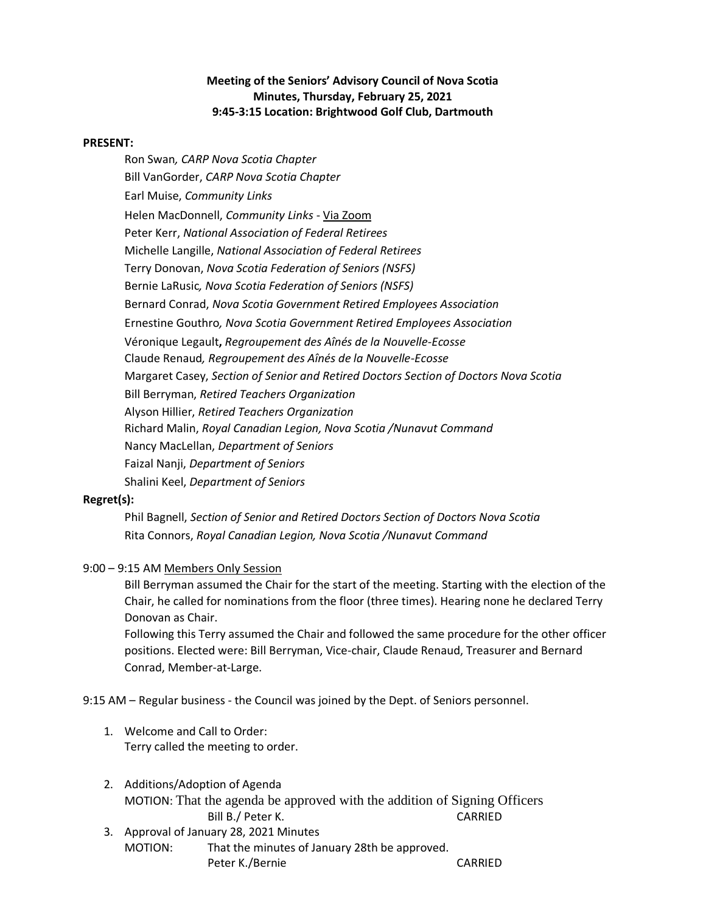**Meeting of the Seniors' Advisory Council of Nova Scotia**
**Minutes, Thursday, February 25, 2021**
**9:45-3:15 Location: Brightwood Golf Club, Dartmouth**

**PRESENT:**

Ron Swan*, CARP Nova Scotia Chapter*
Bill VanGorder, *CARP Nova Scotia Chapter*
Earl Muise, *Community Links*
Helen MacDonnell, *Community Links* - Via Zoom
Peter Kerr, *National Association of Federal Retirees*
Michelle Langille, *National Association of Federal Retirees*
Terry Donovan, *Nova Scotia Federation of Seniors (NSFS)*
Bernie LaRusic*, Nova Scotia Federation of Seniors (NSFS)*
Bernard Conrad, *Nova Scotia Government Retired Employees Association*
Ernestine Gouthro*, Nova Scotia Government Retired Employees Association*
Véronique Legault**,** *Regroupement des Aînés de la Nouvelle-Ecosse*
Claude Renaud*, Regroupement des Aînés de la Nouvelle-Ecosse*
Margaret Casey, *Section of Senior and Retired Doctors Section of Doctors Nova Scotia*
Bill Berryman*, Retired Teachers Organization*
Alyson Hillier, *Retired Teachers Organization*
Richard Malin, *Royal Canadian Legion, Nova Scotia /Nunavut Command*
Nancy MacLellan, *Department of Seniors*
Faizal Nanji, *Department of Seniors*
Shalini Keel, *Department of Seniors*

**Regret(s):**

Phil Bagnell, *Section of Senior and Retired Doctors Section of Doctors Nova Scotia*
Rita Connors, *Royal Canadian Legion, Nova Scotia /Nunavut Command*

9:00 – 9:15 AM Members Only Session

Bill Berryman assumed the Chair for the start of the meeting. Starting with the election of the Chair, he called for nominations from the floor (three times). Hearing none he declared Terry Donovan as Chair.

Following this Terry assumed the Chair and followed the same procedure for the other officer positions. Elected were: Bill Berryman, Vice-chair, Claude Renaud, Treasurer and Bernard Conrad, Member-at-Large.

9:15 AM – Regular business - the Council was joined by the Dept. of Seniors personnel.

1. Welcome and Call to Order:
   Terry called the meeting to order.

2. Additions/Adoption of Agenda
   MOTION: That the agenda be approved with the addition of Signing Officers
   Bill B./ Peter K. CARRIED

3. Approval of January 28, 2021 Minutes
   MOTION: That the minutes of January 28th be approved.
   Peter K./Bernie CARRIED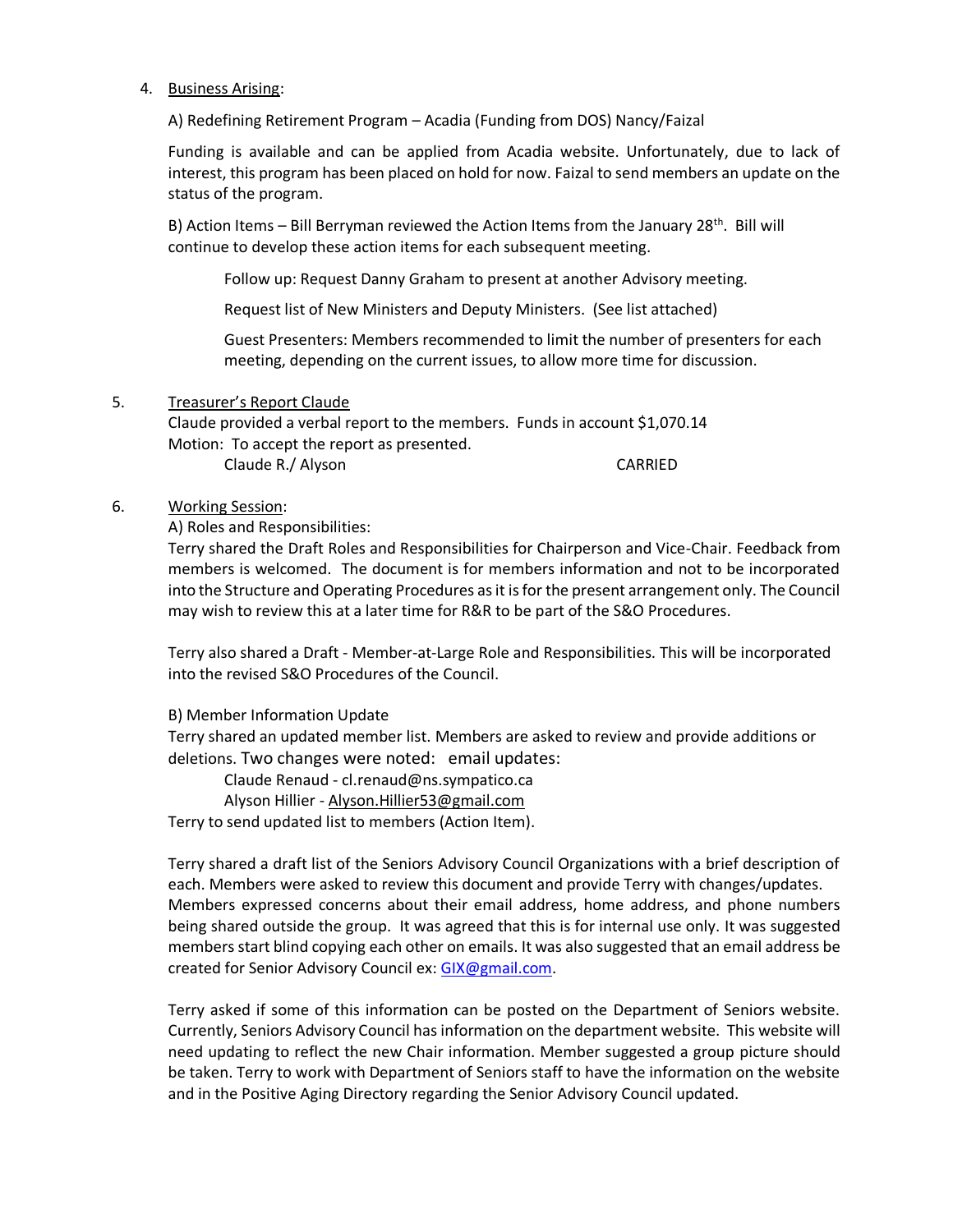4. Business Arising:

   A) Redefining Retirement Program – Acadia (Funding from DOS) Nancy/Faizal

   Funding is available and can be applied from Acadia website. Unfortunately, due to lack of interest, this program has been placed on hold for now. Faizal to send members an update on the status of the program.

   B) Action Items – Bill Berryman reviewed the Action Items from the January 28th. Bill will continue to develop these action items for each subsequent meeting.

   Follow up: Request Danny Graham to present at another Advisory meeting.

   Request list of New Ministers and Deputy Ministers. (See list attached)

   Guest Presenters: Members recommended to limit the number of presenters for each meeting, depending on the current issues, to allow more time for discussion.

5. Treasurer's Report Claude

   Claude provided a verbal report to the members. Funds in account $1,070.14

   Motion: To accept the report as presented.

   Claude R./ Alyson CARRIED

6. Working Session:

   A) Roles and Responsibilities:

   Terry shared the Draft Roles and Responsibilities for Chairperson and Vice-Chair. Feedback from members is welcomed. The document is for members information and not to be incorporated into the Structure and Operating Procedures as it is for the present arrangement only. The Council may wish to review this at a later time for R&R to be part of the S&O Procedures.

   Terry also shared a Draft - Member-at-Large Role and Responsibilities. This will be incorporated into the revised S&O Procedures of the Council.

   B) Member Information Update

   Terry shared an updated member list. Members are asked to review and provide additions or deletions. Two changes were noted: email updates:

   Claude Renaud - cl.renaud@ns.sympatico.ca

   Alyson Hillier - Alyson.Hillier53@gmail.com

   Terry to send updated list to members (Action Item).

   Terry shared a draft list of the Seniors Advisory Council Organizations with a brief description of each. Members were asked to review this document and provide Terry with changes/updates. Members expressed concerns about their email address, home address, and phone numbers being shared outside the group. It was agreed that this is for internal use only. It was suggested members start blind copying each other on emails. It was also suggested that an email address be created for Senior Advisory Council ex: GIX@gmail.com.

   Terry asked if some of this information can be posted on the Department of Seniors website. Currently, Seniors Advisory Council has information on the department website. This website will need updating to reflect the new Chair information. Member suggested a group picture should be taken. Terry to work with Department of Seniors staff to have the information on the website and in the Positive Aging Directory regarding the Senior Advisory Council updated.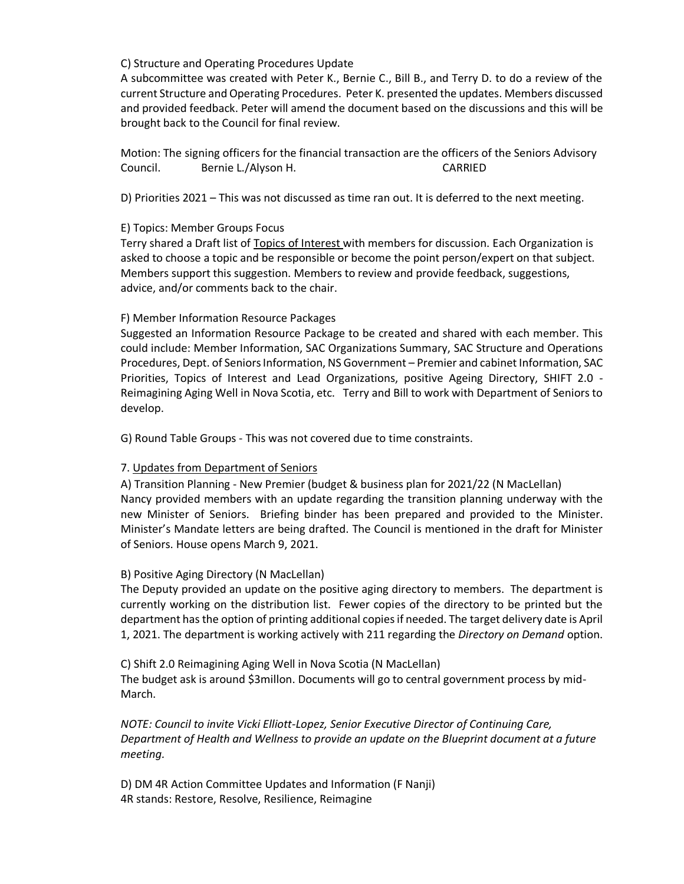C) Structure and Operating Procedures Update

A subcommittee was created with Peter K., Bernie C., Bill B., and Terry D. to do a review of the current Structure and Operating Procedures. Peter K. presented the updates. Members discussed and provided feedback. Peter will amend the document based on the discussions and this will be brought back to the Council for final review.

Motion: The signing officers for the financial transaction are the officers of the Seniors Advisory Council. Bernie L./Alyson H. CARRIED

D) Priorities 2021 – This was not discussed as time ran out. It is deferred to the next meeting.

E) Topics: Member Groups Focus

Terry shared a Draft list of Topics of Interest with members for discussion. Each Organization is asked to choose a topic and be responsible or become the point person/expert on that subject. Members support this suggestion. Members to review and provide feedback, suggestions, advice, and/or comments back to the chair.

F) Member Information Resource Packages

Suggested an Information Resource Package to be created and shared with each member. This could include: Member Information, SAC Organizations Summary, SAC Structure and Operations Procedures, Dept. of Seniors Information, NS Government – Premier and cabinet Information, SAC Priorities, Topics of Interest and Lead Organizations, positive Ageing Directory, SHIFT 2.0 - Reimagining Aging Well in Nova Scotia, etc. Terry and Bill to work with Department of Seniors to develop.

G) Round Table Groups - This was not covered due to time constraints.

7. Updates from Department of Seniors

A) Transition Planning - New Premier (budget & business plan for 2021/22 (N MacLellan)

Nancy provided members with an update regarding the transition planning underway with the new Minister of Seniors. Briefing binder has been prepared and provided to the Minister. Minister's Mandate letters are being drafted. The Council is mentioned in the draft for Minister of Seniors. House opens March 9, 2021.

B) Positive Aging Directory (N MacLellan)

The Deputy provided an update on the positive aging directory to members. The department is currently working on the distribution list. Fewer copies of the directory to be printed but the department has the option of printing additional copies if needed. The target delivery date is April 1, 2021. The department is working actively with 211 regarding the *Directory on Demand* option.

C) Shift 2.0 Reimagining Aging Well in Nova Scotia (N MacLellan)

The budget ask is around $3millon. Documents will go to central government process by mid-March.

*NOTE: Council to invite Vicki Elliott-Lopez, Senior Executive Director of Continuing Care, Department of Health and Wellness to provide an update on the Blueprint document at a future meeting.*

D) DM 4R Action Committee Updates and Information (F Nanji)

4R stands: Restore, Resolve, Resilience, Reimagine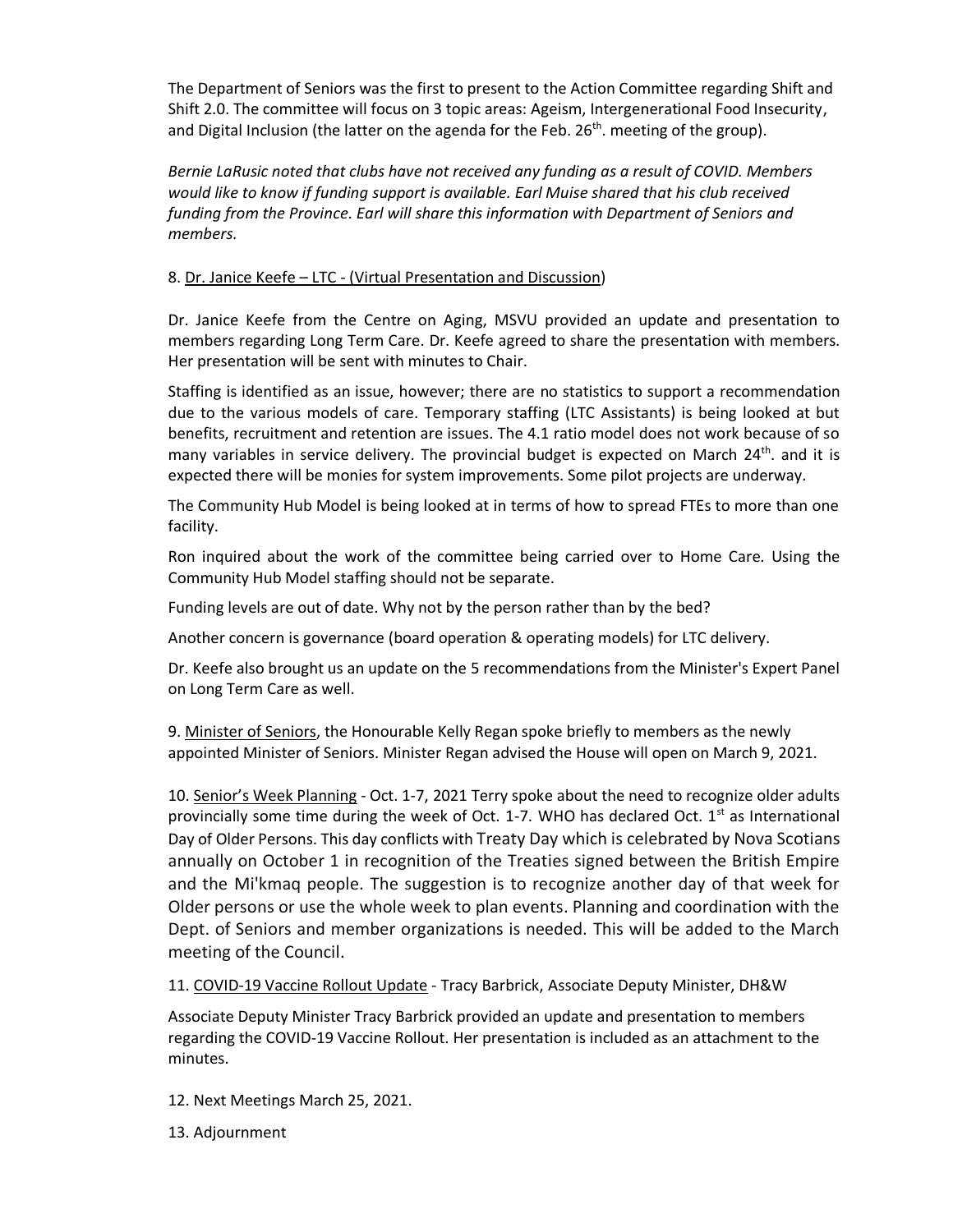The Department of Seniors was the first to present to the Action Committee regarding Shift and Shift 2.0. The committee will focus on 3 topic areas: Ageism, Intergenerational Food Insecurity, and Digital Inclusion (the latter on the agenda for the Feb. 26th. meeting of the group).

*Bernie LaRusic noted that clubs have not received any funding as a result of COVID. Members would like to know if funding support is available. Earl Muise shared that his club received funding from the Province. Earl will share this information with Department of Seniors and members.*

8. Dr. Janice Keefe – LTC - (Virtual Presentation and Discussion)

Dr. Janice Keefe from the Centre on Aging, MSVU provided an update and presentation to members regarding Long Term Care. Dr. Keefe agreed to share the presentation with members. Her presentation will be sent with minutes to Chair.

Staffing is identified as an issue, however; there are no statistics to support a recommendation due to the various models of care. Temporary staffing (LTC Assistants) is being looked at but benefits, recruitment and retention are issues. The 4.1 ratio model does not work because of so many variables in service delivery. The provincial budget is expected on March 24th. and it is expected there will be monies for system improvements. Some pilot projects are underway.

The Community Hub Model is being looked at in terms of how to spread FTEs to more than one facility.

Ron inquired about the work of the committee being carried over to Home Care. Using the Community Hub Model staffing should not be separate.

Funding levels are out of date. Why not by the person rather than by the bed?

Another concern is governance (board operation & operating models) for LTC delivery.

Dr. Keefe also brought us an update on the 5 recommendations from the Minister's Expert Panel on Long Term Care as well.

9. Minister of Seniors, the Honourable Kelly Regan spoke briefly to members as the newly appointed Minister of Seniors. Minister Regan advised the House will open on March 9, 2021.

10. Senior's Week Planning - Oct. 1-7, 2021 Terry spoke about the need to recognize older adults provincially some time during the week of Oct. 1-7. WHO has declared Oct. 1st as International Day of Older Persons. This day conflicts with Treaty Day which is celebrated by Nova Scotians annually on October 1 in recognition of the Treaties signed between the British Empire and the Mi'kmaq people. The suggestion is to recognize another day of that week for Older persons or use the whole week to plan events. Planning and coordination with the Dept. of Seniors and member organizations is needed. This will be added to the March meeting of the Council.

11. COVID-19 Vaccine Rollout Update - Tracy Barbrick, Associate Deputy Minister, DH&W

Associate Deputy Minister Tracy Barbrick provided an update and presentation to members regarding the COVID-19 Vaccine Rollout. Her presentation is included as an attachment to the minutes.

12. Next Meetings March 25, 2021.

13. Adjournment